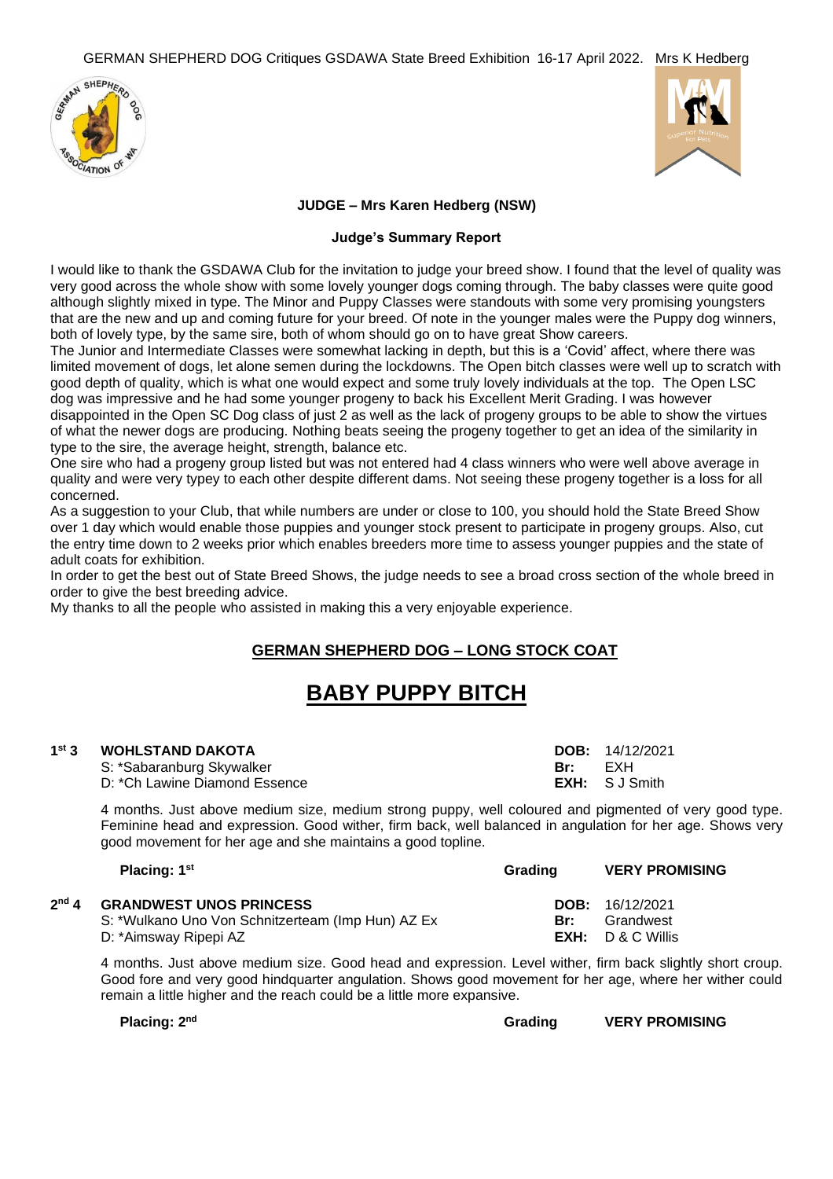GERMAN SHEPHERD DOG Critiques GSDAWA State Breed Exhibition 16-17 April 2022. Mrs K Hedberg

**JUDGE – Mrs Karen Hedberg (NSW)**

**Judge's Summary Report**

I would like to thank the GSDAWA Club for the invitation to judge your breed show. I found that the level of quality was very good across the whole show with some lovely younger dogs coming through. The baby classes were quite good although slightly mixed in type. The Minor and Puppy Classes were standouts with some very promising youngsters that are the new and up and coming future for your breed. Of note in the younger males were the Puppy dog winners, both of lovely type, by the same sire, both of whom should go on to have great Show careers.
The Junior and Intermediate Classes were somewhat lacking in depth, but this is a 'Covid' affect, where there was limited movement of dogs, let alone semen during the lockdowns. The Open bitch classes were well up to scratch with good depth of quality, which is what one would expect and some truly lovely individuals at the top. The Open LSC dog was impressive and he had some younger progeny to back his Excellent Merit Grading. I was however disappointed in the Open SC Dog class of just 2 as well as the lack of progeny groups to be able to show the virtues of what the newer dogs are producing. Nothing beats seeing the progeny together to get an idea of the similarity in type to the sire, the average height, strength, balance etc.
One sire who had a progeny group listed but was not entered had 4 class winners who were well above average in quality and were very typey to each other despite different dams. Not seeing these progeny together is a loss for all concerned.
As a suggestion to your Club, that while numbers are under or close to 100, you should hold the State Breed Show over 1 day which would enable those puppies and younger stock present to participate in progeny groups. Also, cut the entry time down to 2 weeks prior which enables breeders more time to assess younger puppies and the state of adult coats for exhibition.
In order to get the best out of State Breed Shows, the judge needs to see a broad cross section of the whole breed in order to give the best breeding advice.
My thanks to all the people who assisted in making this a very enjoyable experience.

## GERMAN SHEPHERD DOG – LONG STOCK COAT

# BABY PUPPY BITCH

**1st 3 WOHLSTAND DAKOTA** — **DOB:** 14/12/2021
S: *Sabaranburg Skywalker — **Br:** EXH
D: *Ch Lawine Diamond Essence — **EXH:** S J Smith

4 months. Just above medium size, medium strong puppy, well coloured and pigmented of very good type. Feminine head and expression. Good wither, firm back, well balanced in angulation for her age. Shows very good movement for her age and she maintains a good topline.

**Placing: 1st** — **Grading:** **VERY PROMISING**

**2nd 4 GRANDWEST UNOS PRINCESS** — **DOB:** 16/12/2021
S: *Wulkano Uno Von Schnitzerteam (Imp Hun) AZ Ex — **Br:** Grandwest
D: *Aimsway Ripepi AZ — **EXH:** D & C Willis

4 months. Just above medium size. Good head and expression. Level wither, firm back slightly short croup. Good fore and very good hindquarter angulation. Shows good movement for her age, where her wither could remain a little higher and the reach could be a little more expansive.

**Placing: 2nd** — **Grading:** **VERY PROMISING**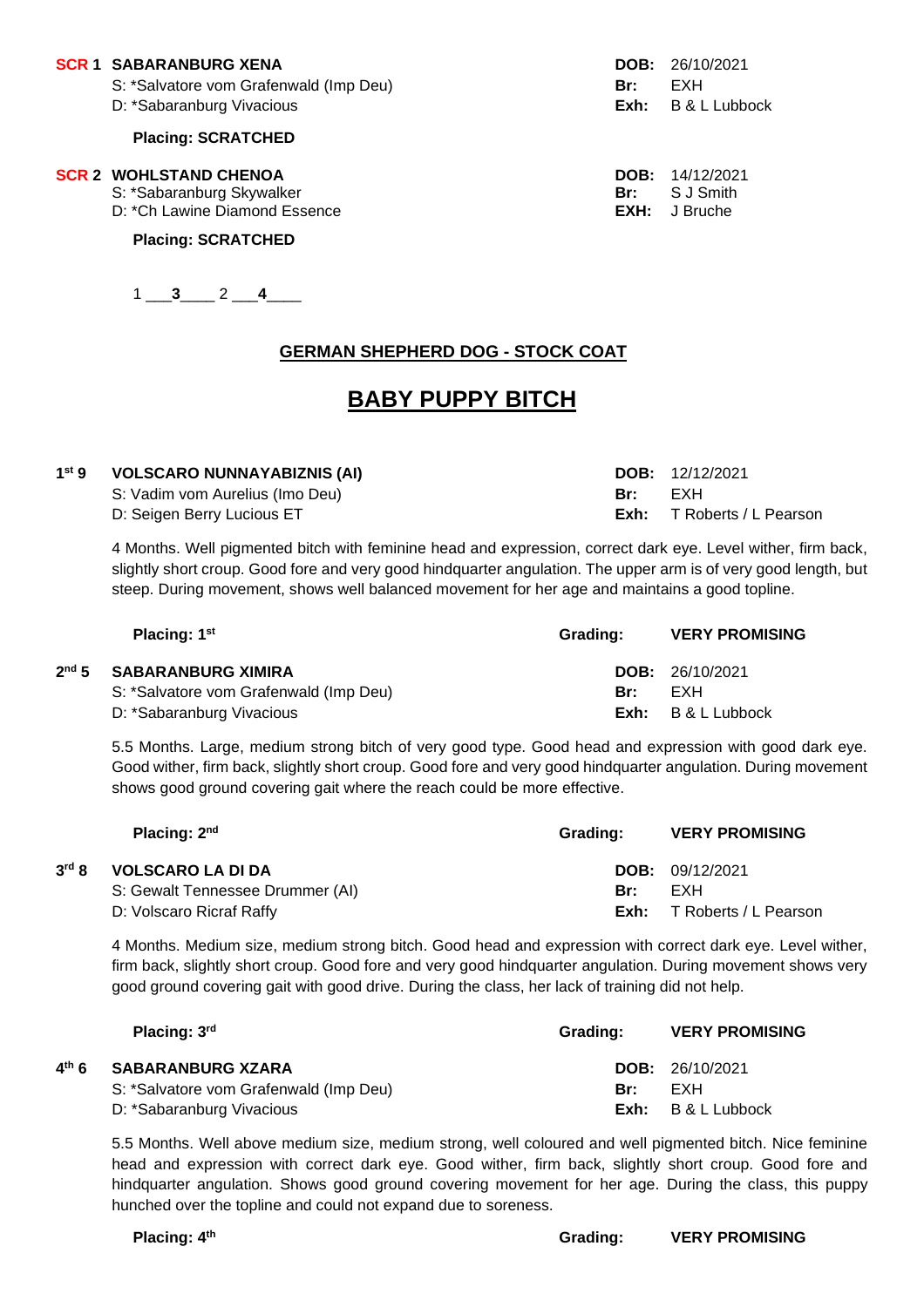**SCR 1 SABARANBURG XENA** **DOB:** 26/10/2021
S: *Salvatore vom Grafenwald (Imp Deu) **Br:** EXH
D: *Sabaranburg Vivacious **Exh:** B & L Lubbock

**Placing: SCRATCHED**

**SCR 2 WOHLSTAND CHENOA** **DOB:** 14/12/2021
S: *Sabaranburg Skywalker **Br:** S J Smith
D: *Ch Lawine Diamond Essence **EXH:** J Bruche

**Placing: SCRATCHED**

1 \_\_\_**3**\_\_\_\_ 2 \_\_\_**4**\_\_\_\_

## GERMAN SHEPHERD DOG - STOCK COAT

# BABY PUPPY BITCH

**1st 9 VOLSCARO NUNNAYABIZNIS (AI)** **DOB:** 12/12/2021
S: Vadim vom Aurelius (Imo Deu) **Br:** EXH
D: Seigen Berry Lucious ET **Exh:** T Roberts / L Pearson

4 Months. Well pigmented bitch with feminine head and expression, correct dark eye. Level wither, firm back, slightly short croup. Good fore and very good hindquarter angulation. The upper arm is of very good length, but steep. During movement, shows well balanced movement for her age and maintains a good topline.

**Placing: 1st** **Grading: VERY PROMISING**

**2nd 5 SABARANBURG XIMIRA** **DOB:** 26/10/2021
S: *Salvatore vom Grafenwald (Imp Deu) **Br:** EXH
D: *Sabaranburg Vivacious **Exh:** B & L Lubbock

5.5 Months. Large, medium strong bitch of very good type. Good head and expression with good dark eye. Good wither, firm back, slightly short croup. Good fore and very good hindquarter angulation. During movement shows good ground covering gait where the reach could be more effective.

**Placing: 2nd** **Grading: VERY PROMISING**

**3rd 8 VOLSCARO LA DI DA** **DOB:** 09/12/2021
S: Gewalt Tennessee Drummer (AI) **Br:** EXH
D: Volscaro Ricraf Raffy **Exh:** T Roberts / L Pearson

4 Months. Medium size, medium strong bitch. Good head and expression with correct dark eye. Level wither, firm back, slightly short croup. Good fore and very good hindquarter angulation. During movement shows very good ground covering gait with good drive. During the class, her lack of training did not help.

**Placing: 3rd** **Grading: VERY PROMISING**

**4th 6 SABARANBURG XZARA** **DOB:** 26/10/2021
S: *Salvatore vom Grafenwald (Imp Deu) **Br:** EXH
D: *Sabaranburg Vivacious **Exh:** B & L Lubbock

5.5 Months. Well above medium size, medium strong, well coloured and well pigmented bitch. Nice feminine head and expression with correct dark eye. Good wither, firm back, slightly short croup. Good fore and hindquarter angulation. Shows good ground covering movement for her age. During the class, this puppy hunched over the topline and could not expand due to soreness.

**Placing: 4th** **Grading: VERY PROMISING**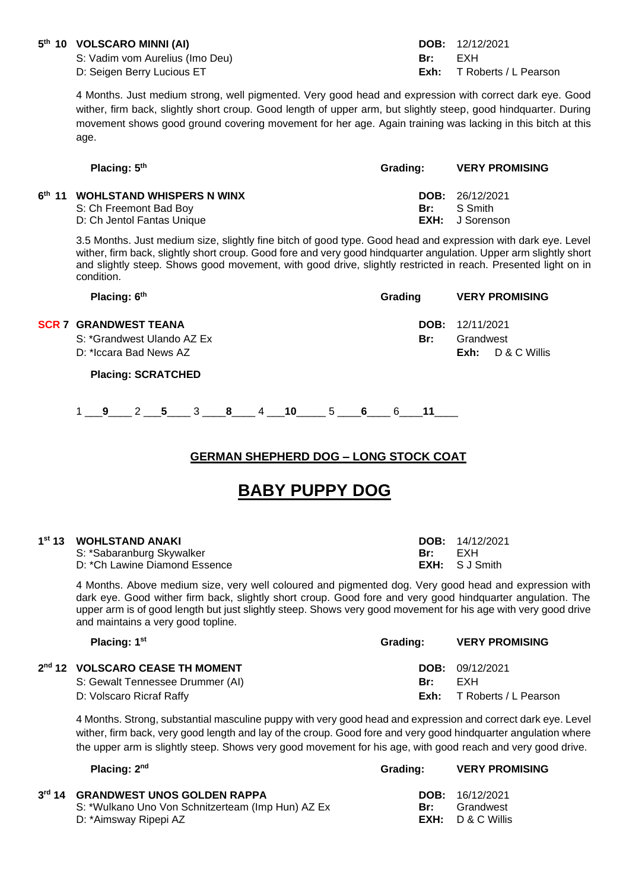**5th 10 VOLSCARO MINNI (AI)** **DOB:** 12/12/2021
S: Vadim vom Aurelius (Imo Deu) **Br:** EXH
D: Seigen Berry Lucious ET **Exh:** T Roberts / L Pearson

4 Months. Just medium strong, well pigmented. Very good head and expression with correct dark eye. Good wither, firm back, slightly short croup. Good length of upper arm, but slightly steep, good hindquarter. During movement shows good ground covering movement for her age. Again training was lacking in this bitch at this age.

**Placing: 5th** **Grading:** **VERY PROMISING**

**6th 11 WOHLSTAND WHISPERS N WINX** **DOB:** 26/12/2021
S: Ch Freemont Bad Boy **Br:** S Smith
D: Ch Jentol Fantas Unique **EXH:** J Sorenson

3.5 Months. Just medium size, slightly fine bitch of good type. Good head and expression with dark eye. Level wither, firm back, slightly short croup. Good fore and very good hindquarter angulation. Upper arm slightly short and slightly steep. Shows good movement, with good drive, slightly restricted in reach. Presented light on in condition.

**Placing: 6th** **Grading** **VERY PROMISING**

**SCR 7 GRANDWEST TEANA** **DOB:** 12/11/2021
S: *Grandwest Ulando AZ Ex **Br:** Grandwest
D: *Iccara Bad News AZ **Exh:** D & C Willis

**Placing: SCRATCHED**

1 \_\_\_**9**\_\_\_\_ 2 \_\_\_**5**\_\_\_\_ 3 \_\_\_\_**8**\_\_\_\_ 4 \_\_\_**10**\_\_\_\_\_ 5 \_\_\_\_**6**\_\_\_\_ 6\_\_\_\_**11**\_\_\_\_

## GERMAN SHEPHERD DOG – LONG STOCK COAT

# BABY PUPPY DOG

**1st 13 WOHLSTAND ANAKI** **DOB:** 14/12/2021
S: *Sabaranburg Skywalker **Br:** EXH
D: *Ch Lawine Diamond Essence **EXH:** S J Smith

4 Months. Above medium size, very well coloured and pigmented dog. Very good head and expression with dark eye. Good wither firm back, slightly short croup. Good fore and very good hindquarter angulation. The upper arm is of good length but just slightly steep. Shows very good movement for his age with very good drive and maintains a very good topline.

**Placing: 1st** **Grading:** **VERY PROMISING**

**2nd 12 VOLSCARO CEASE TH MOMENT** **DOB:** 09/12/2021
S: Gewalt Tennessee Drummer (AI) **Br:** EXH
D: Volscaro Ricraf Raffy **Exh:** T Roberts / L Pearson

4 Months. Strong, substantial masculine puppy with very good head and expression and correct dark eye. Level wither, firm back, very good length and lay of the croup. Good fore and very good hindquarter angulation where the upper arm is slightly steep. Shows very good movement for his age, with good reach and very good drive.

**Placing: 2nd** **Grading:** **VERY PROMISING**

**3rd 14 GRANDWEST UNOS GOLDEN RAPPA** **DOB:** 16/12/2021
S: *Wulkano Uno Von Schnitzerteam (Imp Hun) AZ Ex **Br:** Grandwest
D: *Aimsway Ripepi AZ **EXH:** D & C Willis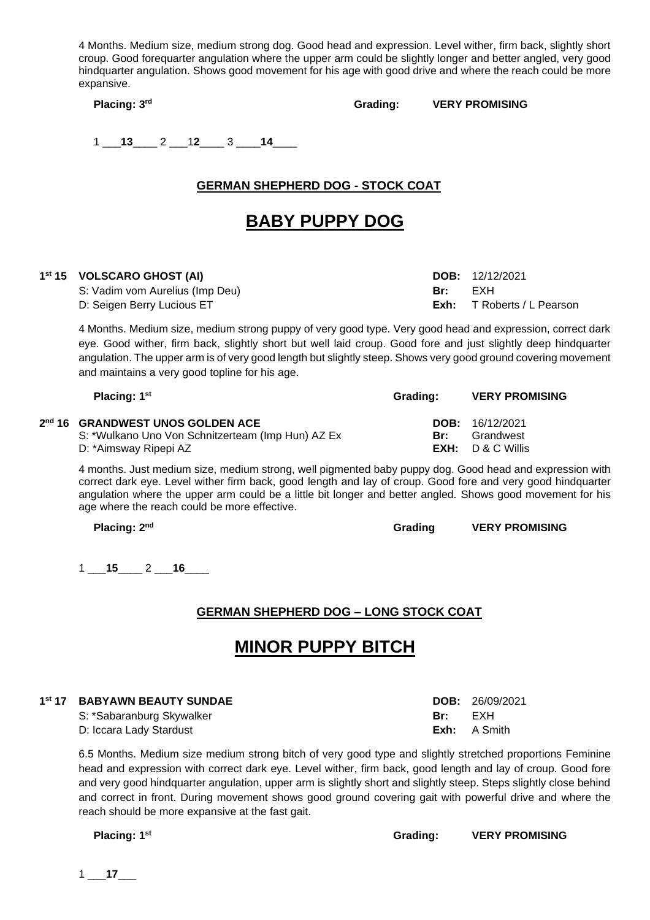4 Months. Medium size, medium strong dog. Good head and expression. Level wither, firm back, slightly short croup. Good forequarter angulation where the upper arm could be slightly longer and better angled, very good hindquarter angulation. Shows good movement for his age with good drive and where the reach could be more expansive.

**Placing: 3rd** **Grading: VERY PROMISING**

1 ___**13**____ 2 ___1**2**____ 3 ____**14**____

## GERMAN SHEPHERD DOG - STOCK COAT

# BABY PUPPY DOG

**1st 15 VOLSCARO GHOST (AI)** **DOB:** 12/12/2021
S: Vadim vom Aurelius (Imp Deu) **Br:** EXH
D: Seigen Berry Lucious ET **Exh:** T Roberts / L Pearson

4 Months. Medium size, medium strong puppy of very good type. Very good head and expression, correct dark eye. Good wither, firm back, slightly short but well laid croup. Good fore and just slightly deep hindquarter angulation. The upper arm is of very good length but slightly steep. Shows very good ground covering movement and maintains a very good topline for his age.

**Placing: 1st** **Grading: VERY PROMISING**

**2nd 16 GRANDWEST UNOS GOLDEN ACE** **DOB:** 16/12/2021
S: *Wulkano Uno Von Schnitzerteam (Imp Hun) AZ Ex **Br:** Grandwest
D: *Aimsway Ripepi AZ **EXH:** D & C Willis

4 months. Just medium size, medium strong, well pigmented baby puppy dog. Good head and expression with correct dark eye. Level wither firm back, good length and lay of croup. Good fore and very good hindquarter angulation where the upper arm could be a little bit longer and better angled. Shows good movement for his age where the reach could be more effective.

**Placing: 2nd** **Grading VERY PROMISING**

1 ___**15**____ 2 ___**16**____

## GERMAN SHEPHERD DOG – LONG STOCK COAT

# MINOR PUPPY BITCH

**1st 17 BABYAWN BEAUTY SUNDAE** **DOB:** 26/09/2021
S: *Sabaranburg Skywalker **Br:** EXH
D: Iccara Lady Stardust **Exh:** A Smith

6.5 Months. Medium size medium strong bitch of very good type and slightly stretched proportions Feminine head and expression with correct dark eye. Level wither, firm back, good length and lay of croup. Good fore and very good hindquarter angulation, upper arm is slightly short and slightly steep. Steps slightly close behind and correct in front. During movement shows good ground covering gait with powerful drive and where the reach should be more expansive at the fast gait.

**Placing: 1st** **Grading: VERY PROMISING**

1 ___**17**___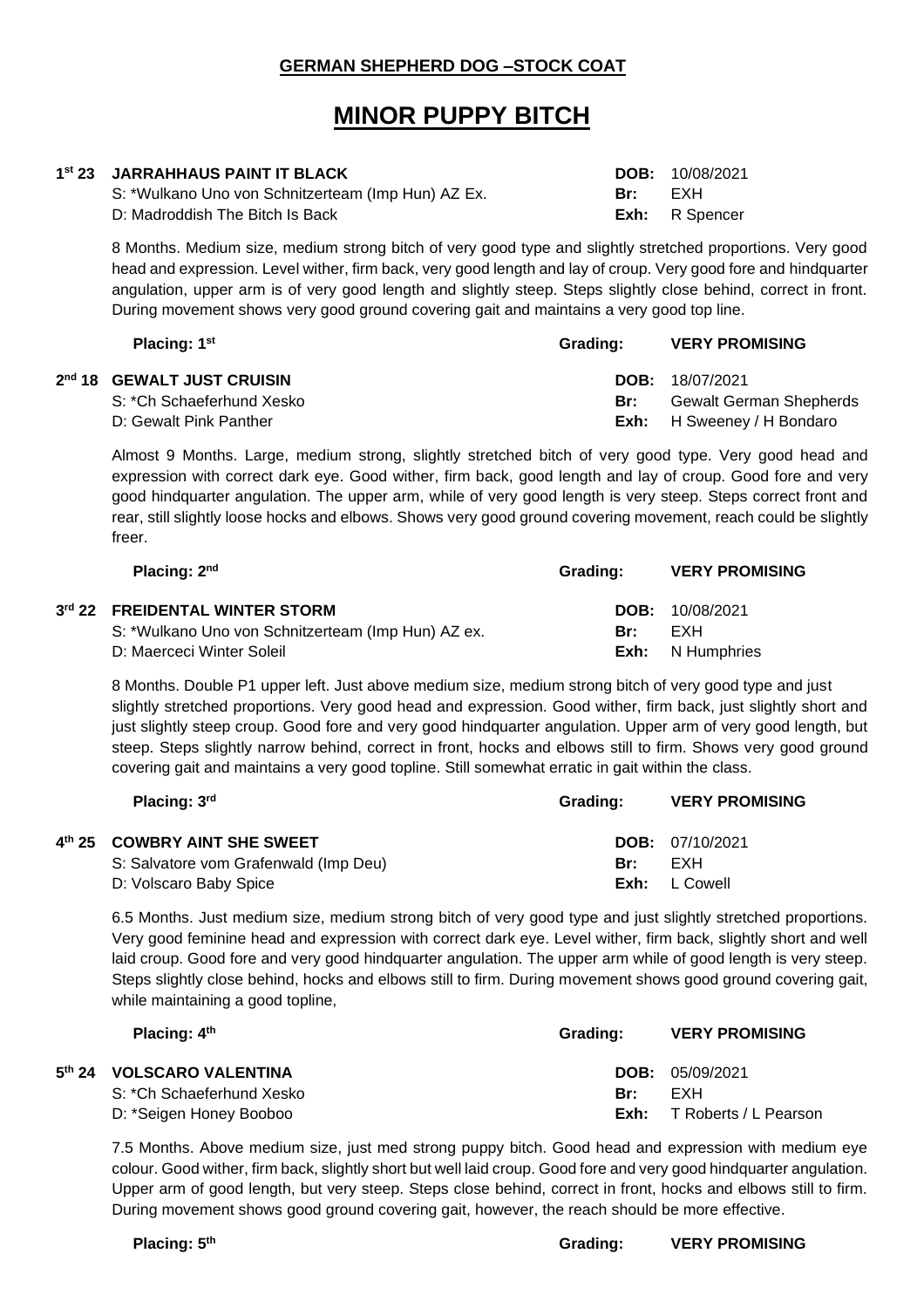**GERMAN SHEPHERD DOG –STOCK COAT**

# MINOR PUPPY BITCH

**1st 23 JARRAHHAUS PAINT IT BLACK** **DOB:** 10/08/2021
S: *Wulkano Uno von Schnitzerteam (Imp Hun) AZ Ex. **Br:** EXH
D: Madroddish The Bitch Is Back **Exh:** R Spencer

8 Months. Medium size, medium strong bitch of very good type and slightly stretched proportions. Very good head and expression. Level wither, firm back, very good length and lay of croup. Very good fore and hindquarter angulation, upper arm is of very good length and slightly steep. Steps slightly close behind, correct in front. During movement shows very good ground covering gait and maintains a very good top line.

**Placing: 1st** **Grading: VERY PROMISING**

**2nd 18 GEWALT JUST CRUISIN** **DOB:** 18/07/2021
S: *Ch Schaeferhund Xesko **Br:** Gewalt German Shepherds
D: Gewalt Pink Panther **Exh:** H Sweeney / H Bondaro

Almost 9 Months. Large, medium strong, slightly stretched bitch of very good type. Very good head and expression with correct dark eye. Good wither, firm back, good length and lay of croup. Good fore and very good hindquarter angulation. The upper arm, while of very good length is very steep. Steps correct front and rear, still slightly loose hocks and elbows. Shows very good ground covering movement, reach could be slightly freer.

**Placing: 2nd** **Grading: VERY PROMISING**

**3rd 22 FREIDENTAL WINTER STORM** **DOB:** 10/08/2021
S: *Wulkano Uno von Schnitzerteam (Imp Hun) AZ ex. **Br:** EXH
D: Maerceci Winter Soleil **Exh:** N Humphries

8 Months. Double P1 upper left. Just above medium size, medium strong bitch of very good type and just slightly stretched proportions. Very good head and expression. Good wither, firm back, just slightly short and just slightly steep croup. Good fore and very good hindquarter angulation. Upper arm of very good length, but steep. Steps slightly narrow behind, correct in front, hocks and elbows still to firm. Shows very good ground covering gait and maintains a very good topline. Still somewhat erratic in gait within the class.

**Placing: 3rd** **Grading: VERY PROMISING**

**4th 25 COWBRY AINT SHE SWEET** **DOB:** 07/10/2021
S: Salvatore vom Grafenwald (Imp Deu) **Br:** EXH
D: Volscaro Baby Spice **Exh:** L Cowell

6.5 Months. Just medium size, medium strong bitch of very good type and just slightly stretched proportions. Very good feminine head and expression with correct dark eye. Level wither, firm back, slightly short and well laid croup. Good fore and very good hindquarter angulation. The upper arm while of good length is very steep. Steps slightly close behind, hocks and elbows still to firm. During movement shows good ground covering gait, while maintaining a good topline,

**Placing: 4th** **Grading: VERY PROMISING**

**5th 24 VOLSCARO VALENTINA** **DOB:** 05/09/2021
S: *Ch Schaeferhund Xesko **Br:** EXH
D: *Seigen Honey Booboo **Exh:** T Roberts / L Pearson

7.5 Months. Above medium size, just med strong puppy bitch. Good head and expression with medium eye colour. Good wither, firm back, slightly short but well laid croup. Good fore and very good hindquarter angulation. Upper arm of good length, but very steep. Steps close behind, correct in front, hocks and elbows still to firm. During movement shows good ground covering gait, however, the reach should be more effective.

**Placing: 5th** **Grading: VERY PROMISING**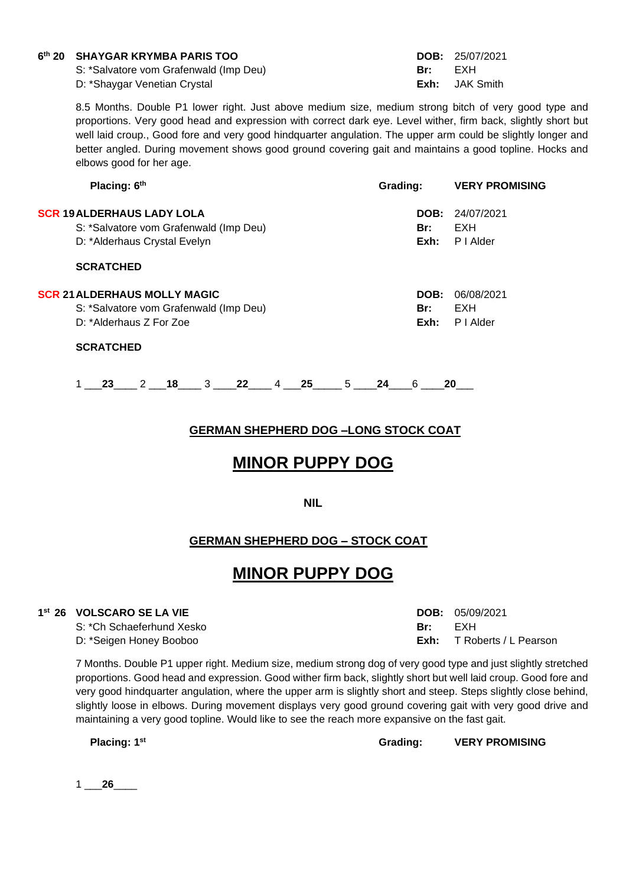**6th 20 SHAYGAR KRYMBA PARIS TOO** **DOB:** 25/07/2021
S: *Salvatore vom Grafenwald (Imp Deu) **Br:** EXH
D: *Shaygar Venetian Crystal **Exh:** JAK Smith

8.5 Months. Double P1 lower right. Just above medium size, medium strong bitch of very good type and proportions. Very good head and expression with correct dark eye. Level wither, firm back, slightly short but well laid croup., Good fore and very good hindquarter angulation. The upper arm could be slightly longer and better angled. During movement shows good ground covering gait and maintains a good topline. Hocks and elbows good for her age.

**Placing: 6th** **Grading: VERY PROMISING**

**SCR 19 ALDERHAUS LADY LOLA** **DOB:** 24/07/2021
S: *Salvatore vom Grafenwald (Imp Deu) **Br:** EXH
D: *Alderhaus Crystal Evelyn **Exh:** P I Alder

**SCRATCHED**

**SCR 21 ALDERHAUS MOLLY MAGIC** **DOB:** 06/08/2021
S: *Salvatore vom Grafenwald (Imp Deu) **Br:** EXH
D: *Alderhaus Z For Zoe **Exh:** P I Alder

**SCRATCHED**

1 ___**23**____ 2 ___**18**____ 3 ____**22**____ 4 ___**25**_____ 5 ____**24**____6 ____**20**___

## GERMAN SHEPHERD DOG –LONG STOCK COAT

# MINOR PUPPY DOG

**NIL**

## GERMAN SHEPHERD DOG – STOCK COAT

# MINOR PUPPY DOG

**1st 26 VOLSCARO SE LA VIE** **DOB:** 05/09/2021
S: *Ch Schaeferhund Xesko **Br:** EXH
D: *Seigen Honey Booboo **Exh:** T Roberts / L Pearson

7 Months. Double P1 upper right. Medium size, medium strong dog of very good type and just slightly stretched proportions. Good head and expression. Good wither firm back, slightly short but well laid croup. Good fore and very good hindquarter angulation, where the upper arm is slightly short and steep. Steps slightly close behind, slightly loose in elbows. During movement displays very good ground covering gait with very good drive and maintaining a very good topline. Would like to see the reach more expansive on the fast gait.

**Placing: 1st** **Grading: VERY PROMISING**

1 ___**26**____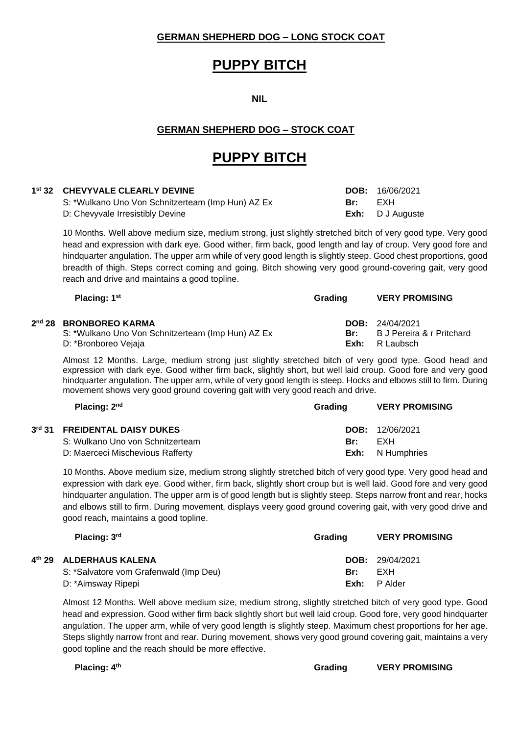**GERMAN SHEPHERD DOG – LONG STOCK COAT**

# PUPPY BITCH

**NIL**

**GERMAN SHEPHERD DOG – STOCK COAT**

# PUPPY BITCH

**1st 32 CHEVYVALE CLEARLY DEVINE** **DOB:** 16/06/2021
S: *Wulkano Uno Von Schnitzerteam (Imp Hun) AZ Ex **Br:** EXH
D: Chevyvale Irresistibly Devine **Exh:** D J Auguste

10 Months. Well above medium size, medium strong, just slightly stretched bitch of very good type. Very good head and expression with dark eye. Good wither, firm back, good length and lay of croup. Very good fore and hindquarter angulation. The upper arm while of very good length is slightly steep. Good chest proportions, good breadth of thigh. Steps correct coming and going. Bitch showing very good ground-covering gait, very good reach and drive and maintains a good topline.

**Placing: 1st** **Grading** **VERY PROMISING**

**2nd 28 BRONBOREO KARMA** **DOB:** 24/04/2021
S: *Wulkano Uno Von Schnitzerteam (Imp Hun) AZ Ex **Br:** B J Pereira & r Pritchard
D: *Bronboreo Vejaja **Exh:** R Laubsch

Almost 12 Months. Large, medium strong just slightly stretched bitch of very good type. Good head and expression with dark eye. Good wither firm back, slightly short, but well laid croup. Good fore and very good hindquarter angulation. The upper arm, while of very good length is steep. Hocks and elbows still to firm. During movement shows very good ground covering gait with very good reach and drive.

**Placing: 2nd** **Grading** **VERY PROMISING**

**3rd 31 FREIDENTAL DAISY DUKES** **DOB:** 12/06/2021
S: Wulkano Uno von Schnitzerteam **Br:** EXH
D: Maerceci Mischevious Rafferty **Exh:** N Humphries

10 Months. Above medium size, medium strong slightly stretched bitch of very good type. Very good head and expression with dark eye. Good wither, firm back, slightly short croup but is well laid. Good fore and very good hindquarter angulation. The upper arm is of good length but is slightly steep. Steps narrow front and rear, hocks and elbows still to firm. During movement, displays veery good ground covering gait, with very good drive and good reach, maintains a good topline.

**Placing: 3rd** **Grading** **VERY PROMISING**

**4th 29 ALDERHAUS KALENA** **DOB:** 29/04/2021
S: *Salvatore vom Grafenwald (Imp Deu) **Br:** EXH
D: *Aimsway Ripepi **Exh:** P Alder

Almost 12 Months. Well above medium size, medium strong, slightly stretched bitch of very good type. Good head and expression. Good wither firm back slightly short but well laid croup. Good fore, very good hindquarter angulation. The upper arm, while of very good length is slightly steep. Maximum chest proportions for her age. Steps slightly narrow front and rear. During movement, shows very good ground covering gait, maintains a very good topline and the reach should be more effective.

**Placing: 4th** **Grading** **VERY PROMISING**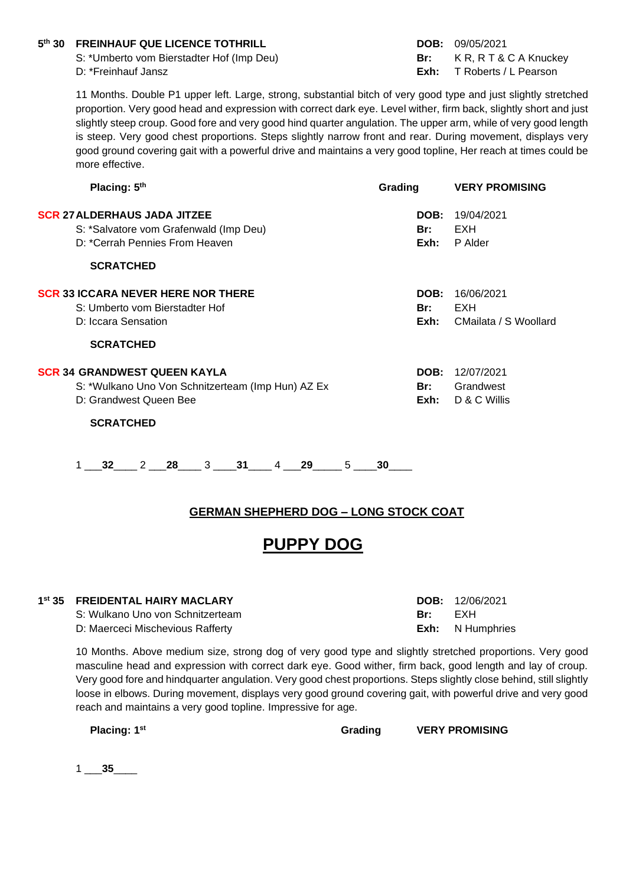**5th 30 FREINHAUF QUE LICENCE TOTHRILL** — **DOB:** 09/05/2021
S: *Umberto vom Bierstadter Hof (Imp Deu) — **Br:** K R, R T & C A Knuckey
D: *Freinhauf Jansz — **Exh:** T Roberts / L Pearson

11 Months. Double P1 upper left. Large, strong, substantial bitch of very good type and just slightly stretched proportion. Very good head and expression with correct dark eye. Level wither, firm back, slightly short and just slightly steep croup. Good fore and very good hind quarter angulation. The upper arm, while of very good length is steep. Very good chest proportions. Steps slightly narrow front and rear. During movement, displays very good ground covering gait with a powerful drive and maintains a very good topline, Her reach at times could be more effective.

**Placing: 5th** — **Grading** — **VERY PROMISING**

**SCR 27 ALDERHAUS JADA JITZEE** — **DOB:** 19/04/2021
S: *Salvatore vom Grafenwald (Imp Deu) — **Br:** EXH
D: *Cerrah Pennies From Heaven — **Exh:** P Alder

**SCRATCHED**

**SCR 33 ICCARA NEVER HERE NOR THERE** — **DOB:** 16/06/2021
S: Umberto vom Bierstadter Hof — **Br:** EXH
D: Iccara Sensation — **Exh:** CMailata / S Woollard

**SCRATCHED**

**SCR 34 GRANDWEST QUEEN KAYLA** — **DOB:** 12/07/2021
S: *Wulkano Uno Von Schnitzerteam (Imp Hun) AZ Ex — **Br:** Grandwest
D: Grandwest Queen Bee — **Exh:** D & C Willis

**SCRATCHED**

1 ___**32**____ 2 ___**28**____ 3 ____**31**____ 4 ___**29**_____ 5 ____**30**____

## GERMAN SHEPHERD DOG – LONG STOCK COAT

# PUPPY DOG

**1st 35 FREIDENTAL HAIRY MACLARY** — **DOB:** 12/06/2021
S: Wulkano Uno von Schnitzerteam — **Br:** EXH
D: Maerceci Mischevious Rafferty — **Exh:** N Humphries

10 Months. Above medium size, strong dog of very good type and slightly stretched proportions. Very good masculine head and expression with correct dark eye. Good wither, firm back, good length and lay of croup. Very good fore and hindquarter angulation. Very good chest proportions. Steps slightly close behind, still slightly loose in elbows. During movement, displays very good ground covering gait, with powerful drive and very good reach and maintains a very good topline. Impressive for age.

**Placing: 1st** — **Grading** — **VERY PROMISING**

1 ___**35**____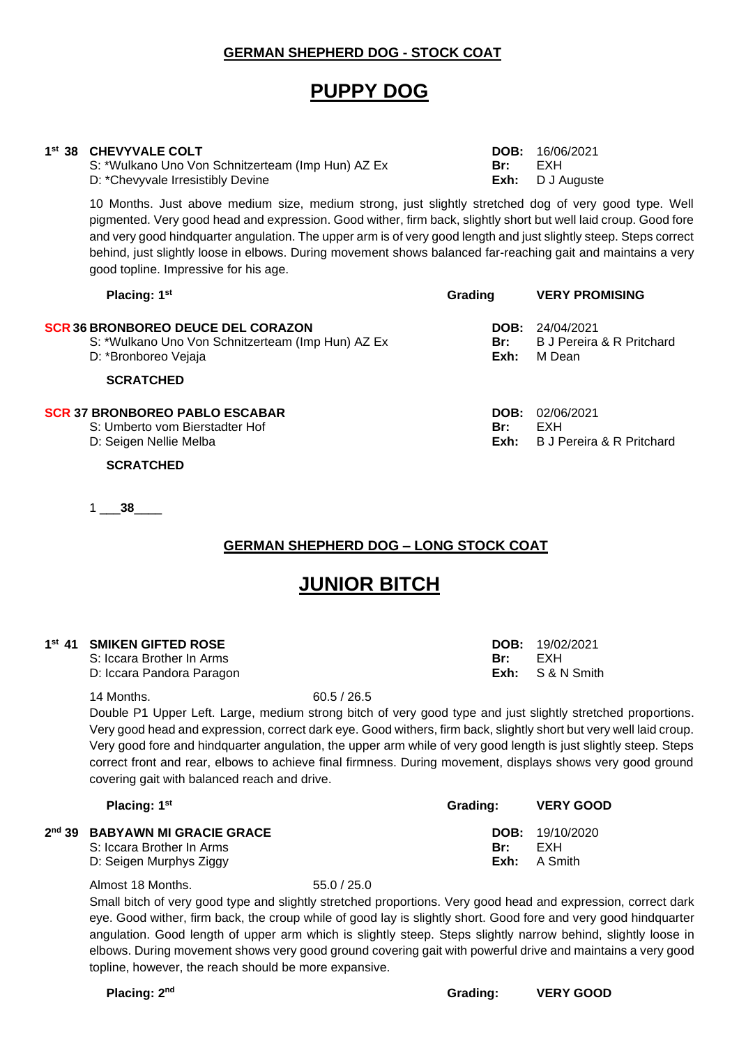## GERMAN SHEPHERD DOG - STOCK COAT

# PUPPY DOG

**1st 38 CHEVYVALE COLT** **DOB:** 16/06/2021
S: *Wulkano Uno Von Schnitzerteam (Imp Hun) AZ Ex **Br:** EXH
D: *Chevyvale Irresistibly Devine **Exh:** D J Auguste

10 Months. Just above medium size, medium strong, just slightly stretched dog of very good type. Well pigmented. Very good head and expression. Good wither, firm back, slightly short but well laid croup. Good fore and very good hindquarter angulation. The upper arm is of very good length and just slightly steep. Steps correct behind, just slightly loose in elbows. During movement shows balanced far-reaching gait and maintains a very good topline. Impressive for his age.

**Placing: 1st** **Grading** **VERY PROMISING**

**SCR 36 BRONBOREO DEUCE DEL CORAZON** **DOB:** 24/04/2021
S: *Wulkano Uno Von Schnitzerteam (Imp Hun) AZ Ex **Br:** B J Pereira & R Pritchard
D: *Bronboreo Vejaja **Exh:** M Dean

**SCRATCHED**

**SCR 37 BRONBOREO PABLO ESCABAR** **DOB:** 02/06/2021
S: Umberto vom Bierstadter Hof **Br:** EXH
D: Seigen Nellie Melba **Exh:** B J Pereira & R Pritchard

**SCRATCHED**

1 ___**38**____

## GERMAN SHEPHERD DOG – LONG STOCK COAT

# JUNIOR BITCH

**1st 41 SMIKEN GIFTED ROSE** **DOB:** 19/02/2021
S: Iccara Brother In Arms **Br:** EXH
D: Iccara Pandora Paragon **Exh:** S & N Smith

14 Months. 60.5 / 26.5

Double P1 Upper Left. Large, medium strong bitch of very good type and just slightly stretched proportions. Very good head and expression, correct dark eye. Good withers, firm back, slightly short but very well laid croup. Very good fore and hindquarter angulation, the upper arm while of very good length is just slightly steep. Steps correct front and rear, elbows to achieve final firmness. During movement, displays shows very good ground covering gait with balanced reach and drive.

**Placing: 1st** **Grading:** **VERY GOOD**

**2nd 39 BABYAWN MI GRACIE GRACE** **DOB:** 19/10/2020
S: Iccara Brother In Arms **Br:** EXH
D: Seigen Murphys Ziggy **Exh:** A Smith

Almost 18 Months. 55.0 / 25.0

Small bitch of very good type and slightly stretched proportions. Very good head and expression, correct dark eye. Good wither, firm back, the croup while of good lay is slightly short. Good fore and very good hindquarter angulation. Good length of upper arm which is slightly steep. Steps slightly narrow behind, slightly loose in elbows. During movement shows very good ground covering gait with powerful drive and maintains a very good topline, however, the reach should be more expansive.

**Placing: 2nd** **Grading:** **VERY GOOD**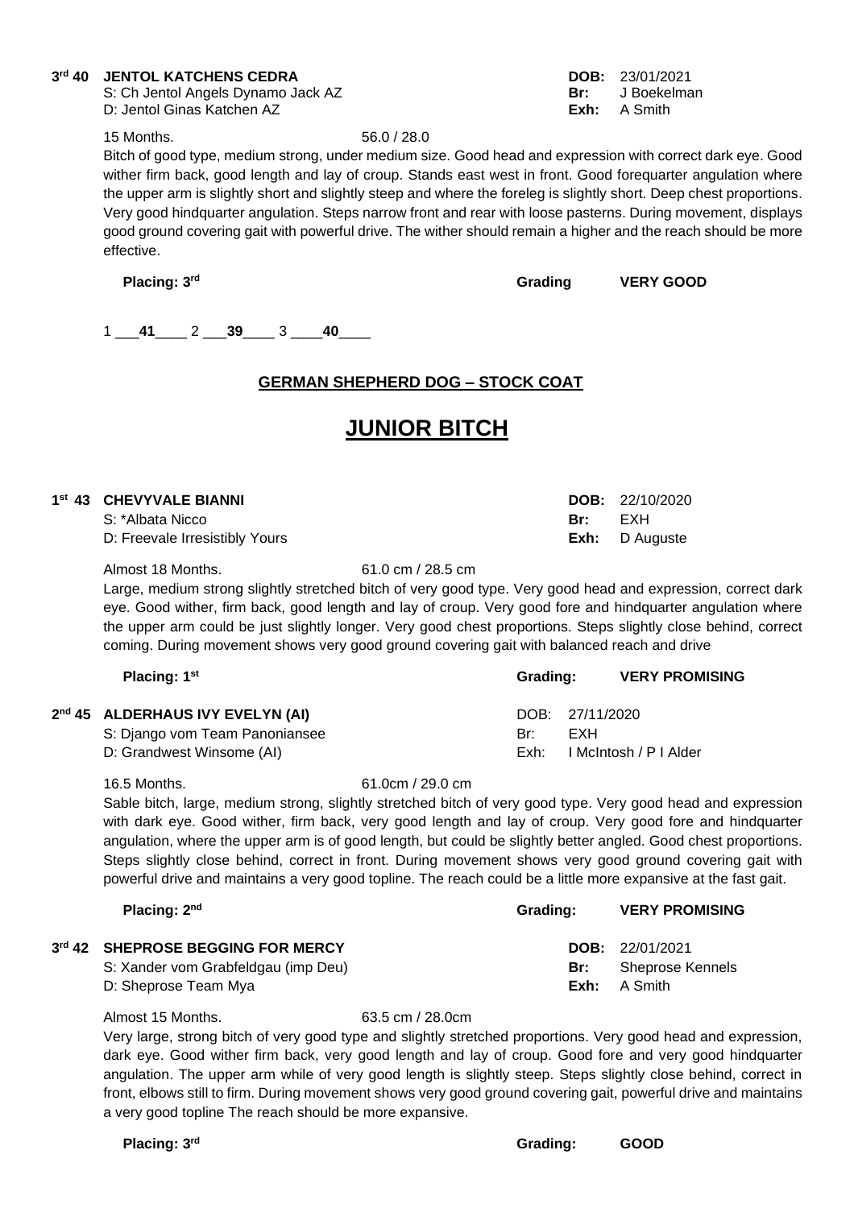**3rd 40 JENTOL KATCHENS CEDRA** — **DOB:** 23/01/2021
S: Ch Jentol Angels Dynamo Jack AZ — **Br:** J Boekelman
D: Jentol Ginas Katchen AZ — **Exh:** A Smith

15 Months. 56.0 / 28.0

Bitch of good type, medium strong, under medium size. Good head and expression with correct dark eye. Good wither firm back, good length and lay of croup. Stands east west in front. Good forequarter angulation where the upper arm is slightly short and slightly steep and where the foreleg is slightly short. Deep chest proportions. Very good hindquarter angulation. Steps narrow front and rear with loose pasterns. During movement, displays good ground covering gait with powerful drive. The wither should remain a higher and the reach should be more effective.

**Placing: 3rd** — **Grading** **VERY GOOD**

1 ___**41**____ 2 ___**39**____ 3 ____**40**____

## GERMAN SHEPHERD DOG – STOCK COAT

# JUNIOR BITCH

**1st 43 CHEVYVALE BIANNI** — **DOB:** 22/10/2020
S: *Albata Nicco — **Br:** EXH
D: Freevale Irresistibly Yours — **Exh:** D Auguste

Almost 18 Months. 61.0 cm / 28.5 cm

Large, medium strong slightly stretched bitch of very good type. Very good head and expression, correct dark eye. Good wither, firm back, good length and lay of croup. Very good fore and hindquarter angulation where the upper arm could be just slightly longer. Very good chest proportions. Steps slightly close behind, correct coming. During movement shows very good ground covering gait with balanced reach and drive

**Placing: 1st** — **Grading:** **VERY PROMISING**

**2nd 45 ALDERHAUS IVY EVELYN (AI)** — DOB: 27/11/2020
S: Django vom Team Panoniansee — Br: EXH
D: Grandwest Winsome (AI) — Exh: I McIntosh / P I Alder

16.5 Months. 61.0cm / 29.0 cm

Sable bitch, large, medium strong, slightly stretched bitch of very good type. Very good head and expression with dark eye. Good wither, firm back, very good length and lay of croup. Very good fore and hindquarter angulation, where the upper arm is of good length, but could be slightly better angled. Good chest proportions. Steps slightly close behind, correct in front. During movement shows very good ground covering gait with powerful drive and maintains a very good topline. The reach could be a little more expansive at the fast gait.

**Placing: 2nd** — **Grading:** **VERY PROMISING**

**3rd 42 SHEPROSE BEGGING FOR MERCY** — **DOB:** 22/01/2021
S: Xander vom Grabfeldgau (imp Deu) — **Br:** Sheprose Kennels
D: Sheprose Team Mya — **Exh:** A Smith

Almost 15 Months. 63.5 cm / 28.0cm

Very large, strong bitch of very good type and slightly stretched proportions. Very good head and expression, dark eye. Good wither firm back, very good length and lay of croup. Good fore and very good hindquarter angulation. The upper arm while of very good length is slightly steep. Steps slightly close behind, correct in front, elbows still to firm. During movement shows very good ground covering gait, powerful drive and maintains a very good topline The reach should be more expansive.

**Placing: 3rd** — **Grading:** **GOOD**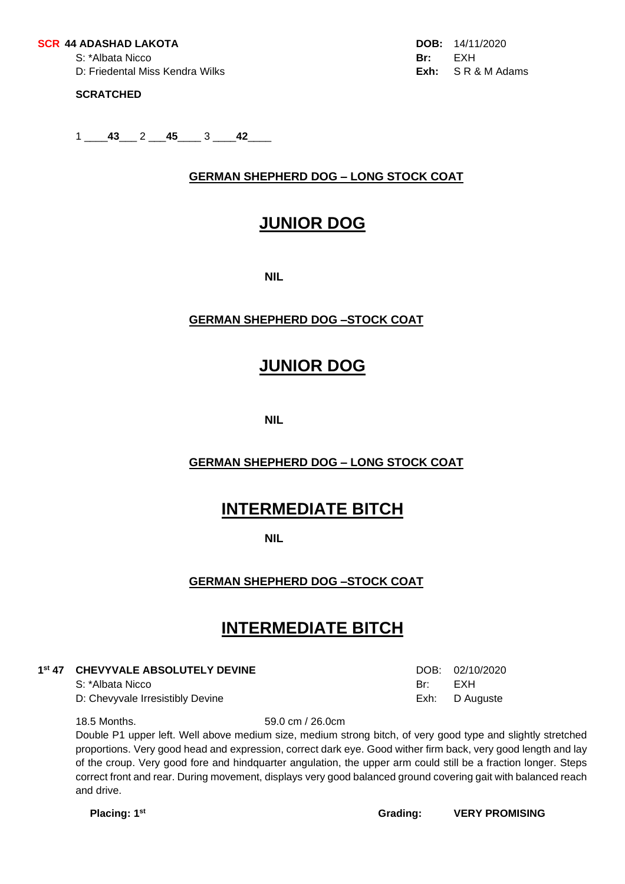**SCR 44 ADASHAD LAKOTA** **DOB:** 14/11/2020

S: *Albata Nicco **Br:** EXH

D: Friedental Miss Kendra Wilks **Exh:** S R & M Adams

**SCRATCHED**

1 ____**43**___ 2 ___**45**____ 3 ____**42**____

**GERMAN SHEPHERD DOG – LONG STOCK COAT**

## JUNIOR DOG

**NIL**

**GERMAN SHEPHERD DOG –STOCK COAT**

## JUNIOR DOG

**NIL**

**GERMAN SHEPHERD DOG – LONG STOCK COAT**

## INTERMEDIATE BITCH

**NIL**

**GERMAN SHEPHERD DOG –STOCK COAT**

## INTERMEDIATE BITCH

**1st 47 CHEVYVALE ABSOLUTELY DEVINE** DOB: 02/10/2020

S: *Albata Nicco Br: EXH

D: Chevyvale Irresistibly Devine Exh: D Auguste

18.5 Months. 59.0 cm / 26.0cm

Double P1 upper left. Well above medium size, medium strong bitch, of very good type and slightly stretched proportions. Very good head and expression, correct dark eye. Good wither firm back, very good length and lay of the croup. Very good fore and hindquarter angulation, the upper arm could still be a fraction longer. Steps correct front and rear. During movement, displays very good balanced ground covering gait with balanced reach and drive.

**Placing: 1st** **Grading: VERY PROMISING**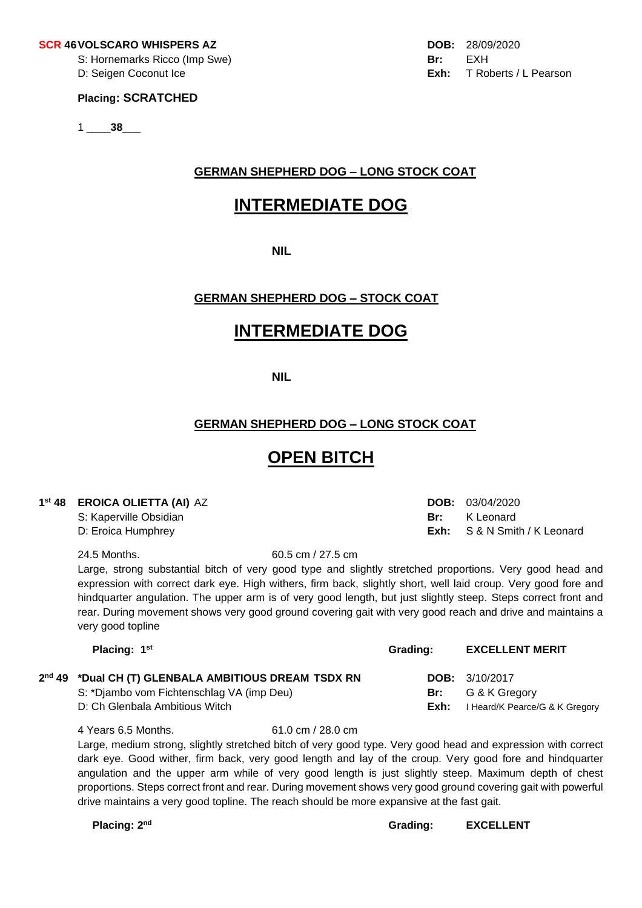**SCR 46 VOLSCARO WHISPERS AZ** **DOB:** 28/09/2020

S: Hornemarks Ricco (Imp Swe) **Br:** EXH

D: Seigen Coconut Ice **Exh:** T Roberts / L Pearson

**Placing: SCRATCHED**

1 ____**38**___

**GERMAN SHEPHERD DOG – LONG STOCK COAT**

# INTERMEDIATE DOG

**NIL**

**GERMAN SHEPHERD DOG – STOCK COAT**

# INTERMEDIATE DOG

**NIL**

**GERMAN SHEPHERD DOG – LONG STOCK COAT**

# OPEN BITCH

**1st 48 EROICA OLIETTA (AI)** AZ **DOB:** 03/04/2020

S: Kaperville Obsidian **Br:** K Leonard

D: Eroica Humphrey **Exh:** S & N Smith / K Leonard

24.5 Months. 60.5 cm / 27.5 cm

Large, strong substantial bitch of very good type and slightly stretched proportions. Very good head and expression with correct dark eye. High withers, firm back, slightly short, well laid croup. Very good fore and hindquarter angulation. The upper arm is of very good length, but just slightly steep. Steps correct front and rear. During movement shows very good ground covering gait with very good reach and drive and maintains a very good topline

**Placing: 1st** **Grading: EXCELLENT MERIT**

**2nd 49 *Dual CH (T) GLENBALA AMBITIOUS DREAM TSDX RN** **DOB:** 3/10/2017

S: *Djambo vom Fichtenschlag VA (imp Deu) **Br:** G & K Gregory

D: Ch Glenbala Ambitious Witch **Exh:** I Heard/K Pearce/G & K Gregory

4 Years 6.5 Months. 61.0 cm / 28.0 cm

Large, medium strong, slightly stretched bitch of very good type. Very good head and expression with correct dark eye. Good wither, firm back, very good length and lay of the croup. Very good fore and hindquarter angulation and the upper arm while of very good length is just slightly steep. Maximum depth of chest proportions. Steps correct front and rear. During movement shows very good ground covering gait with powerful drive maintains a very good topline. The reach should be more expansive at the fast gait.

**Placing: 2nd** **Grading: EXCELLENT**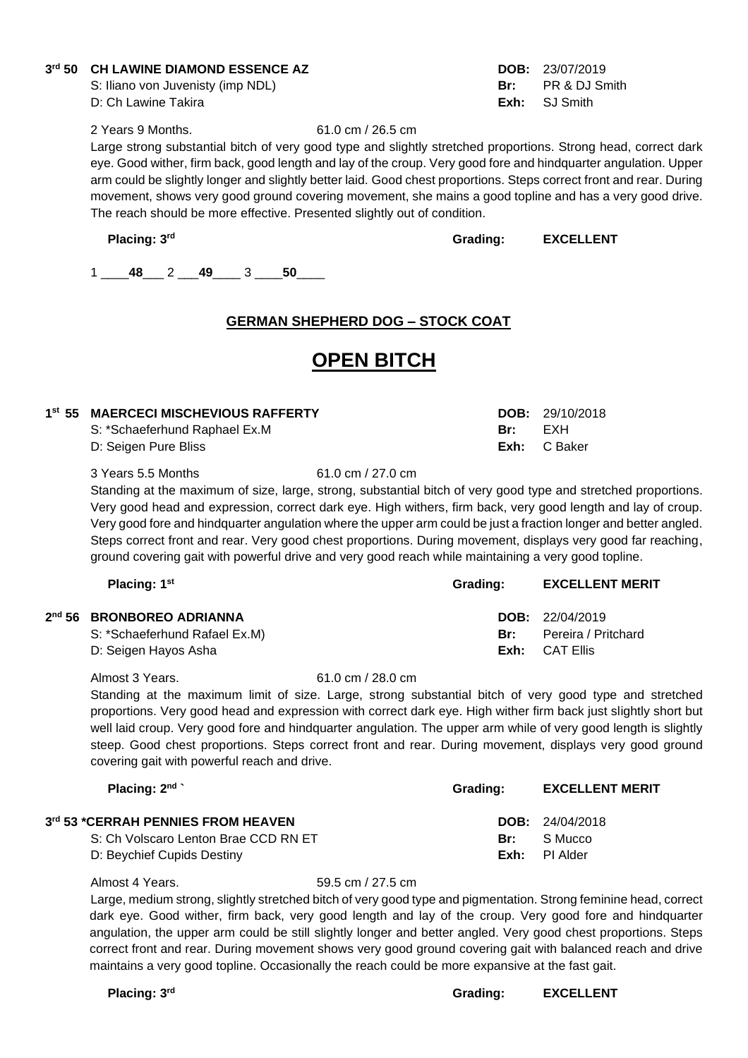**3rd 50 CH LAWINE DIAMOND ESSENCE AZ** **DOB:** 23/07/2019
S: Iliano von Juvenisty (imp NDL) **Br:** PR & DJ Smith
D: Ch Lawine Takira **Exh:** SJ Smith

2 Years 9 Months. 61.0 cm / 26.5 cm

Large strong substantial bitch of very good type and slightly stretched proportions. Strong head, correct dark eye. Good wither, firm back, good length and lay of the croup. Very good fore and hindquarter angulation. Upper arm could be slightly longer and slightly better laid. Good chest proportions. Steps correct front and rear. During movement, shows very good ground covering movement, she mains a good topline and has a very good drive. The reach should be more effective. Presented slightly out of condition.

**Placing: 3rd** **Grading: EXCELLENT**

1 ____**48**___ 2 ___**49**____ 3 ____**50**____

## GERMAN SHEPHERD DOG – STOCK COAT

# OPEN BITCH

**1st 55 MAERCECI MISCHEVIOUS RAFFERTY** **DOB:** 29/10/2018
S: *Schaeferhund Raphael Ex.M **Br:** EXH
D: Seigen Pure Bliss **Exh:** C Baker

3 Years 5.5 Months 61.0 cm / 27.0 cm

Standing at the maximum of size, large, strong, substantial bitch of very good type and stretched proportions. Very good head and expression, correct dark eye. High withers, firm back, very good length and lay of croup. Very good fore and hindquarter angulation where the upper arm could be just a fraction longer and better angled. Steps correct front and rear. Very good chest proportions. During movement, displays very good far reaching, ground covering gait with powerful drive and very good reach while maintaining a very good topline.

**Placing: 1st** **Grading: EXCELLENT MERIT**

**2nd 56 BRONBOREO ADRIANNA** **DOB:** 22/04/2019
S: *Schaeferhund Rafael Ex.M) **Br:** Pereira / Pritchard
D: Seigen Hayos Asha **Exh:** CAT Ellis

Almost 3 Years. 61.0 cm / 28.0 cm

Standing at the maximum limit of size. Large, strong substantial bitch of very good type and stretched proportions. Very good head and expression with correct dark eye. High wither firm back just slightly short but well laid croup. Very good fore and hindquarter angulation. The upper arm while of very good length is slightly steep. Good chest proportions. Steps correct front and rear. During movement, displays very good ground covering gait with powerful reach and drive.

**Placing: 2nd `** **Grading: EXCELLENT MERIT**

**3rd 53 *CERRAH PENNIES FROM HEAVEN** **DOB:** 24/04/2018
S: Ch Volscaro Lenton Brae CCD RN ET **Br:** S Mucco
D: Beychief Cupids Destiny **Exh:** PI Alder

Almost 4 Years. 59.5 cm / 27.5 cm

Large, medium strong, slightly stretched bitch of very good type and pigmentation. Strong feminine head, correct dark eye. Good wither, firm back, very good length and lay of the croup. Very good fore and hindquarter angulation, the upper arm could be still slightly longer and better angled. Very good chest proportions. Steps correct front and rear. During movement shows very good ground covering gait with balanced reach and drive maintains a very good topline. Occasionally the reach could be more expansive at the fast gait.

**Placing: 3rd** **Grading: EXCELLENT**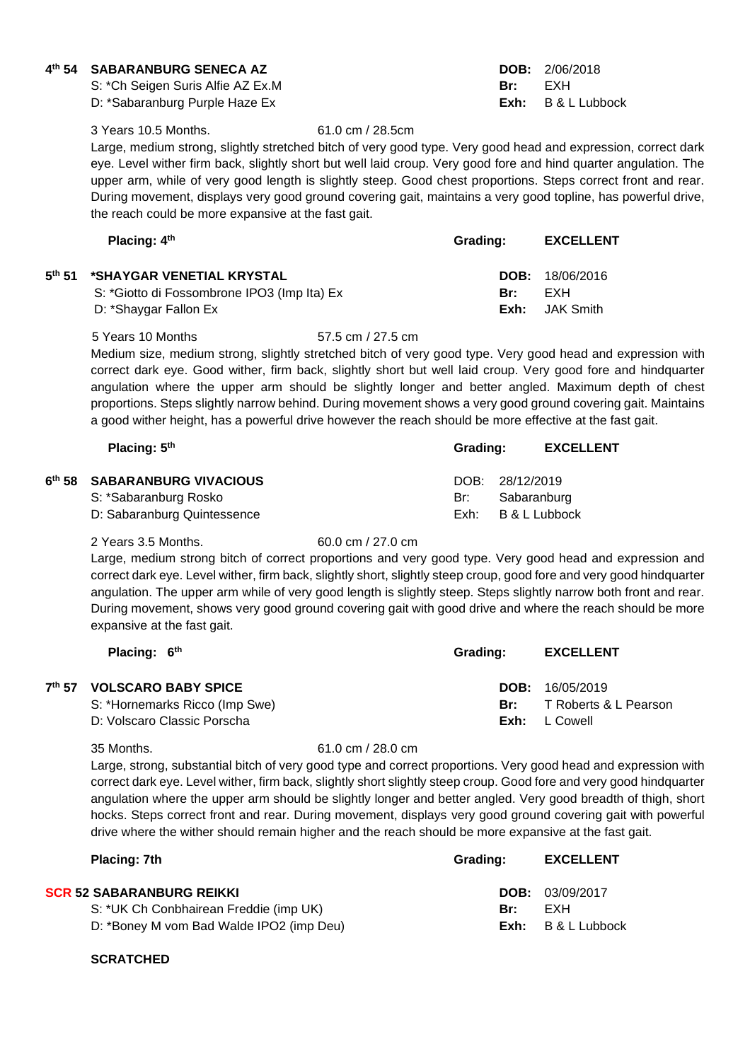**4th 54 SABARANBURG SENECA AZ**
S: *Ch Seigen Suris Alfie AZ Ex.M
D: *Sabaranburg Purple Haze Ex

**DOB:** 2/06/2018
**Br:** EXH
**Exh:** B & L Lubbock

3 Years 10.5 Months. 61.0 cm / 28.5cm

Large, medium strong, slightly stretched bitch of very good type. Very good head and expression, correct dark eye. Level wither firm back, slightly short but well laid croup. Very good fore and hind quarter angulation. The upper arm, while of very good length is slightly steep. Good chest proportions. Steps correct front and rear. During movement, displays very good ground covering gait, maintains a very good topline, has powerful drive, the reach could be more expansive at the fast gait.

**Placing: 4th** **Grading: EXCELLENT**

**5th 51 *SHAYGAR VENETIAL KRYSTAL**
S: *Giotto di Fossombrone IPO3 (Imp Ita) Ex
D: *Shaygar Fallon Ex

**DOB:** 18/06/2016
**Br:** EXH
**Exh:** JAK Smith

5 Years 10 Months 57.5 cm / 27.5 cm

Medium size, medium strong, slightly stretched bitch of very good type. Very good head and expression with correct dark eye. Good wither, firm back, slightly short but well laid croup. Very good fore and hindquarter angulation where the upper arm should be slightly longer and better angled. Maximum depth of chest proportions. Steps slightly narrow behind. During movement shows a very good ground covering gait. Maintains a good wither height, has a powerful drive however the reach should be more effective at the fast gait.

**Placing: 5th** **Grading: EXCELLENT**

**6th 58 SABARANBURG VIVACIOUS**
S: *Sabaranburg Rosko
D: Sabaranburg Quintessence

DOB: 28/12/2019
Br: Sabaranburg
Exh: B & L Lubbock

2 Years 3.5 Months. 60.0 cm / 27.0 cm

Large, medium strong bitch of correct proportions and very good type. Very good head and expression and correct dark eye. Level wither, firm back, slightly short, slightly steep croup, good fore and very good hindquarter angulation. The upper arm while of very good length is slightly steep. Steps slightly narrow both front and rear. During movement, shows very good ground covering gait with good drive and where the reach should be more expansive at the fast gait.

**Placing: 6th** **Grading: EXCELLENT**

**7th 57 VOLSCARO BABY SPICE**
S: *Hornemarks Ricco (Imp Swe)
D: Volscaro Classic Porscha

**DOB:** 16/05/2019
**Br:** T Roberts & L Pearson
**Exh:** L Cowell

35 Months. 61.0 cm / 28.0 cm

Large, strong, substantial bitch of very good type and correct proportions. Very good head and expression with correct dark eye. Level wither, firm back, slightly short slightly steep croup. Good fore and very good hindquarter angulation where the upper arm should be slightly longer and better angled. Very good breadth of thigh, short hocks. Steps correct front and rear. During movement, displays very good ground covering gait with powerful drive where the wither should remain higher and the reach should be more expansive at the fast gait.

**Placing: 7th** **Grading: EXCELLENT**

**SCR 52 SABARANBURG REIKKI**
S: *UK Ch Conbhairean Freddie (imp UK)
D: *Boney M vom Bad Walde IPO2 (imp Deu)

**DOB:** 03/09/2017
**Br:** EXH
**Exh:** B & L Lubbock

**SCRATCHED**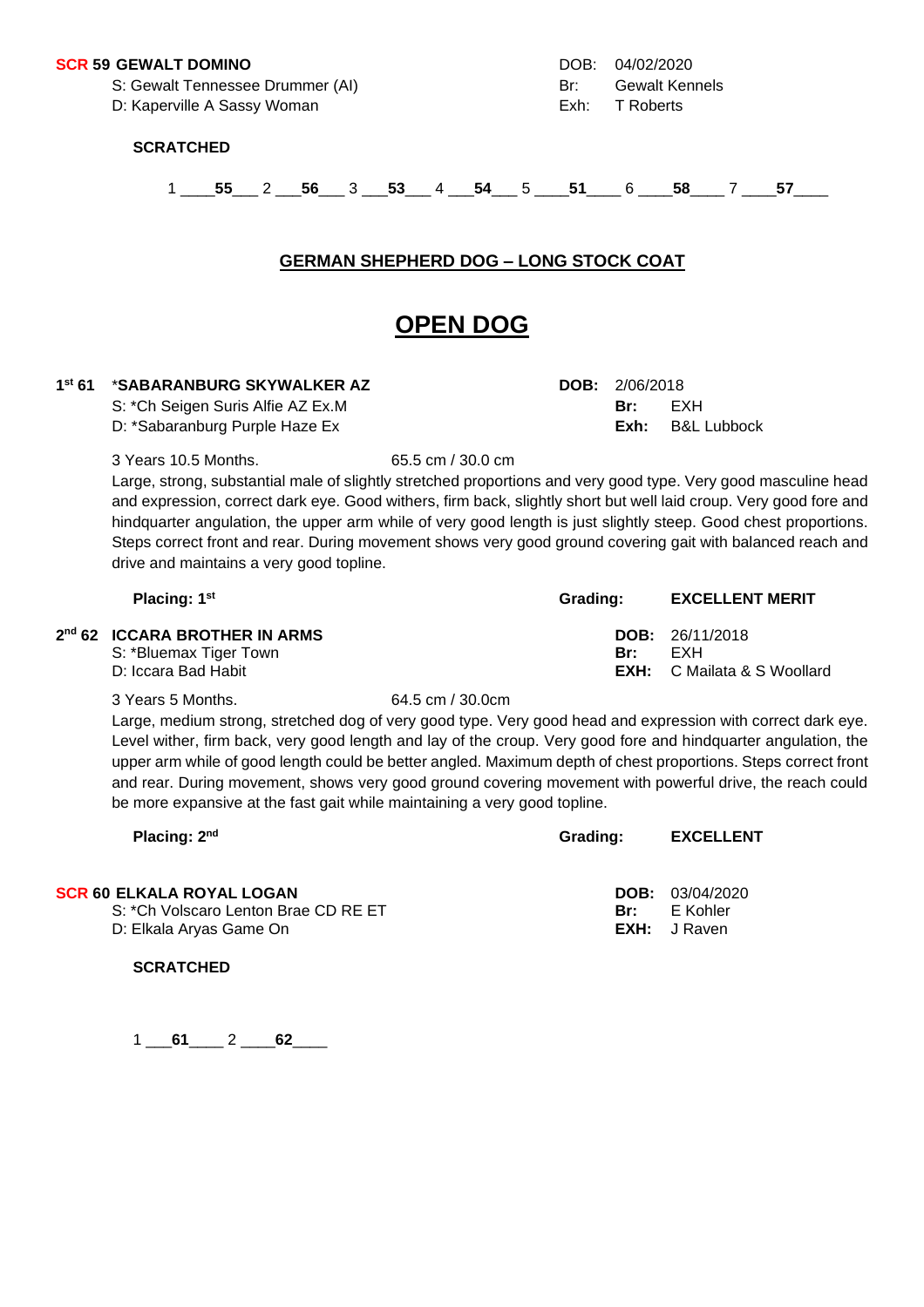**SCR 59 GEWALT DOMINO** DOB: 04/02/2020

S: Gewalt Tennessee Drummer (AI) Br: Gewalt Kennels

D: Kaperville A Sassy Woman Exh: T Roberts

**SCRATCHED**

1 ____**55**___ 2 ___**56**___ 3 ___**53**___ 4 ___**54**___ 5 ____**51**____ 6 ____**58**____ 7 ____**57**____

## GERMAN SHEPHERD DOG – LONG STOCK COAT

# OPEN DOG

**1st 61 *SABARANBURG SKYWALKER AZ** **DOB:** 2/06/2018

S: *Ch Seigen Suris Alfie AZ Ex.M **Br:** EXH

D: *Sabaranburg Purple Haze Ex **Exh:** B&L Lubbock

3 Years 10.5 Months. 65.5 cm / 30.0 cm

Large, strong, substantial male of slightly stretched proportions and very good type. Very good masculine head and expression, correct dark eye. Good withers, firm back, slightly short but well laid croup. Very good fore and hindquarter angulation, the upper arm while of very good length is just slightly steep. Good chest proportions. Steps correct front and rear. During movement shows very good ground covering gait with balanced reach and drive and maintains a very good topline.

**Placing: 1st** **Grading: EXCELLENT MERIT**

**2nd 62 ICCARA BROTHER IN ARMS** **DOB:** 26/11/2018

S: *Bluemax Tiger Town **Br:** EXH

D: Iccara Bad Habit **EXH:** C Mailata & S Woollard

3 Years 5 Months. 64.5 cm / 30.0cm

Large, medium strong, stretched dog of very good type. Very good head and expression with correct dark eye. Level wither, firm back, very good length and lay of the croup. Very good fore and hindquarter angulation, the upper arm while of good length could be better angled. Maximum depth of chest proportions. Steps correct front and rear. During movement, shows very good ground covering movement with powerful drive, the reach could be more expansive at the fast gait while maintaining a very good topline.

**Placing: 2nd** **Grading: EXCELLENT**

**SCR 60 ELKALA ROYAL LOGAN** **DOB:** 03/04/2020

S: *Ch Volscaro Lenton Brae CD RE ET **Br:** E Kohler

D: Elkala Aryas Game On **EXH:** J Raven

**SCRATCHED**

1 ___**61**____ 2 ____**62**____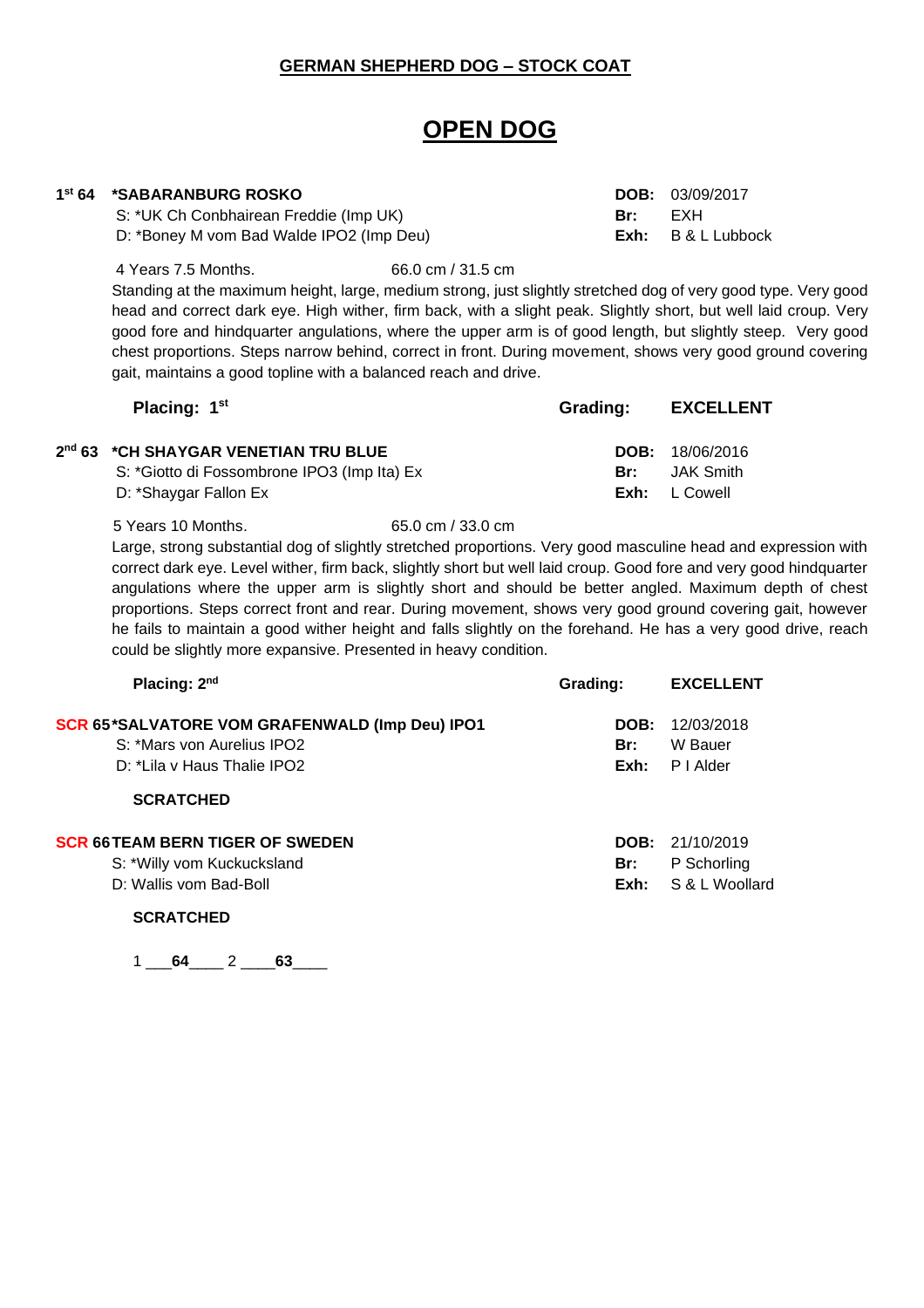**GERMAN SHEPHERD DOG – STOCK COAT**

# OPEN DOG

**1st 64 \*SABARANBURG ROSKO** — **DOB:** 03/09/2017
S: \*UK Ch Conbhairean Freddie (Imp UK) — **Br:** EXH
D: \*Boney M vom Bad Walde IPO2 (Imp Deu) — **Exh:** B & L Lubbock

4 Years 7.5 Months. 66.0 cm / 31.5 cm

Standing at the maximum height, large, medium strong, just slightly stretched dog of very good type. Very good head and correct dark eye. High wither, firm back, with a slight peak. Slightly short, but well laid croup. Very good fore and hindquarter angulations, where the upper arm is of good length, but slightly steep. Very good chest proportions. Steps narrow behind, correct in front. During movement, shows very good ground covering gait, maintains a good topline with a balanced reach and drive.

**Placing: 1st** — **Grading: EXCELLENT**

**2nd 63 \*CH SHAYGAR VENETIAN TRU BLUE** — **DOB:** 18/06/2016
S: \*Giotto di Fossombrone IPO3 (Imp Ita) Ex — **Br:** JAK Smith
D: \*Shaygar Fallon Ex — **Exh:** L Cowell

5 Years 10 Months. 65.0 cm / 33.0 cm

Large, strong substantial dog of slightly stretched proportions. Very good masculine head and expression with correct dark eye. Level wither, firm back, slightly short but well laid croup. Good fore and very good hindquarter angulations where the upper arm is slightly short and should be better angled. Maximum depth of chest proportions. Steps correct front and rear. During movement, shows very good ground covering gait, however he fails to maintain a good wither height and falls slightly on the forehand. He has a very good drive, reach could be slightly more expansive. Presented in heavy condition.

**Placing: 2nd** — **Grading: EXCELLENT**

**SCR 65 \*SALVATORE VOM GRAFENWALD (Imp Deu) IPO1** — **DOB:** 12/03/2018
S: \*Mars von Aurelius IPO2 — **Br:** W Bauer
D: \*Lila v Haus Thalie IPO2 — **Exh:** P I Alder

**SCRATCHED**

**SCR 66 TEAM BERN TIGER OF SWEDEN** — **DOB:** 21/10/2019
S: \*Willy vom Kuckucksland — **Br:** P Schorling
D: Wallis vom Bad-Boll — **Exh:** S & L Woollard

**SCRATCHED**

1 ___**64**____ 2 ____**63**____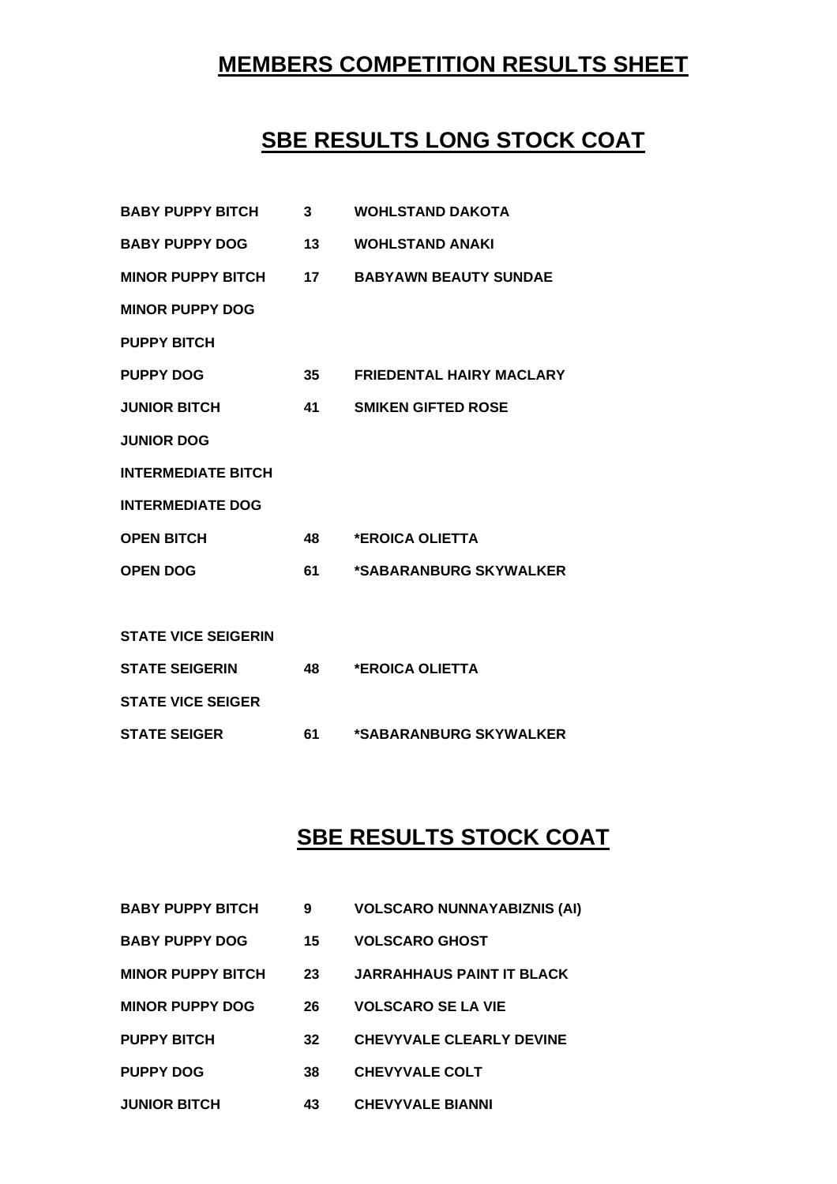# MEMBERS COMPETITION RESULTS SHEET

## SBE RESULTS LONG STOCK COAT

| | | |
|---|---|---|
| BABY PUPPY BITCH | 3 | WOHLSTAND DAKOTA |
| BABY PUPPY DOG | 13 | WOHLSTAND ANAKI |
| MINOR PUPPY BITCH | 17 | BABYAWN BEAUTY SUNDAE |
| MINOR PUPPY DOG | | |
| PUPPY BITCH | | |
| PUPPY DOG | 35 | FRIEDENTAL HAIRY MACLARY |
| JUNIOR BITCH | 41 | SMIKEN GIFTED ROSE |
| JUNIOR DOG | | |
| INTERMEDIATE BITCH | | |
| INTERMEDIATE DOG | | |
| OPEN BITCH | 48 | *EROICA OLIETTA |
| OPEN DOG | 61 | *SABARANBURG SKYWALKER |

| | | |
|---|---|---|
| STATE VICE SEIGERIN | | |
| STATE SEIGERIN | 48 | *EROICA OLIETTA |
| STATE VICE SEIGER | | |
| STATE SEIGER | 61 | *SABARANBURG SKYWALKER |

## SBE RESULTS STOCK COAT

| | | |
|---|---|---|
| BABY PUPPY BITCH | 9 | VOLSCARO NUNNAYABIZNIS (AI) |
| BABY PUPPY DOG | 15 | VOLSCARO GHOST |
| MINOR PUPPY BITCH | 23 | JARRAHHAUS PAINT IT BLACK |
| MINOR PUPPY DOG | 26 | VOLSCARO SE LA VIE |
| PUPPY BITCH | 32 | CHEVYVALE CLEARLY DEVINE |
| PUPPY DOG | 38 | CHEVYVALE COLT |
| JUNIOR BITCH | 43 | CHEVYVALE BIANNI |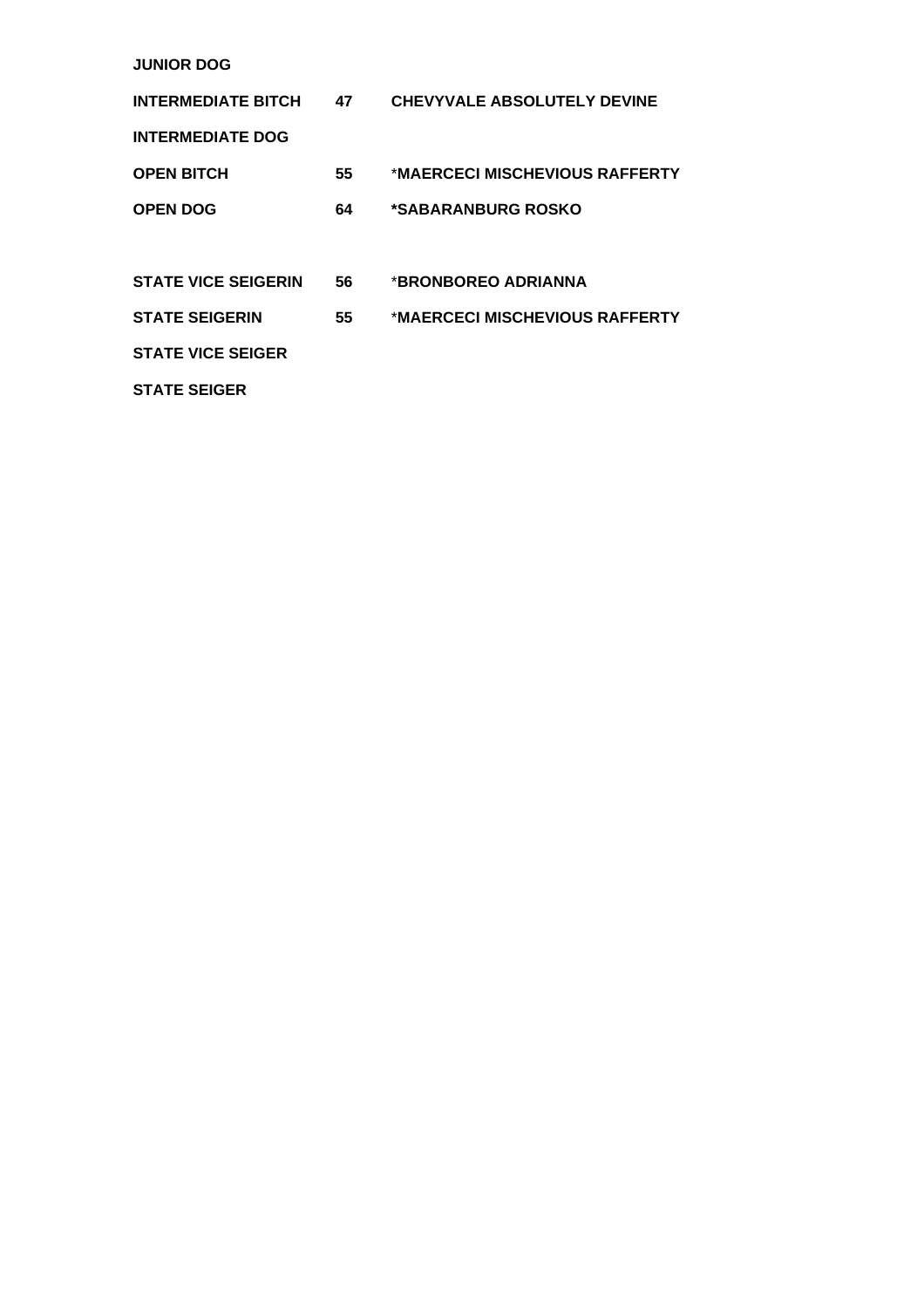| | | |
|---|---|---|
| **JUNIOR DOG** | | |
| **INTERMEDIATE BITCH** | **47** | **CHEVYVALE ABSOLUTELY DEVINE** |
| **INTERMEDIATE DOG** | | |
| **OPEN BITCH** | **55** | ***MAERCECI MISCHEVIOUS RAFFERTY** |
| **OPEN DOG** | **64** | ***SABARANBURG ROSKO** |
| | | |
| **STATE VICE SEIGERIN** | **56** | ***BRONBOREO ADRIANNA** |
| **STATE SEIGERIN** | **55** | ***MAERCECI MISCHEVIOUS RAFFERTY** |
| **STATE VICE SEIGER** | | |
| **STATE SEIGER** | | |